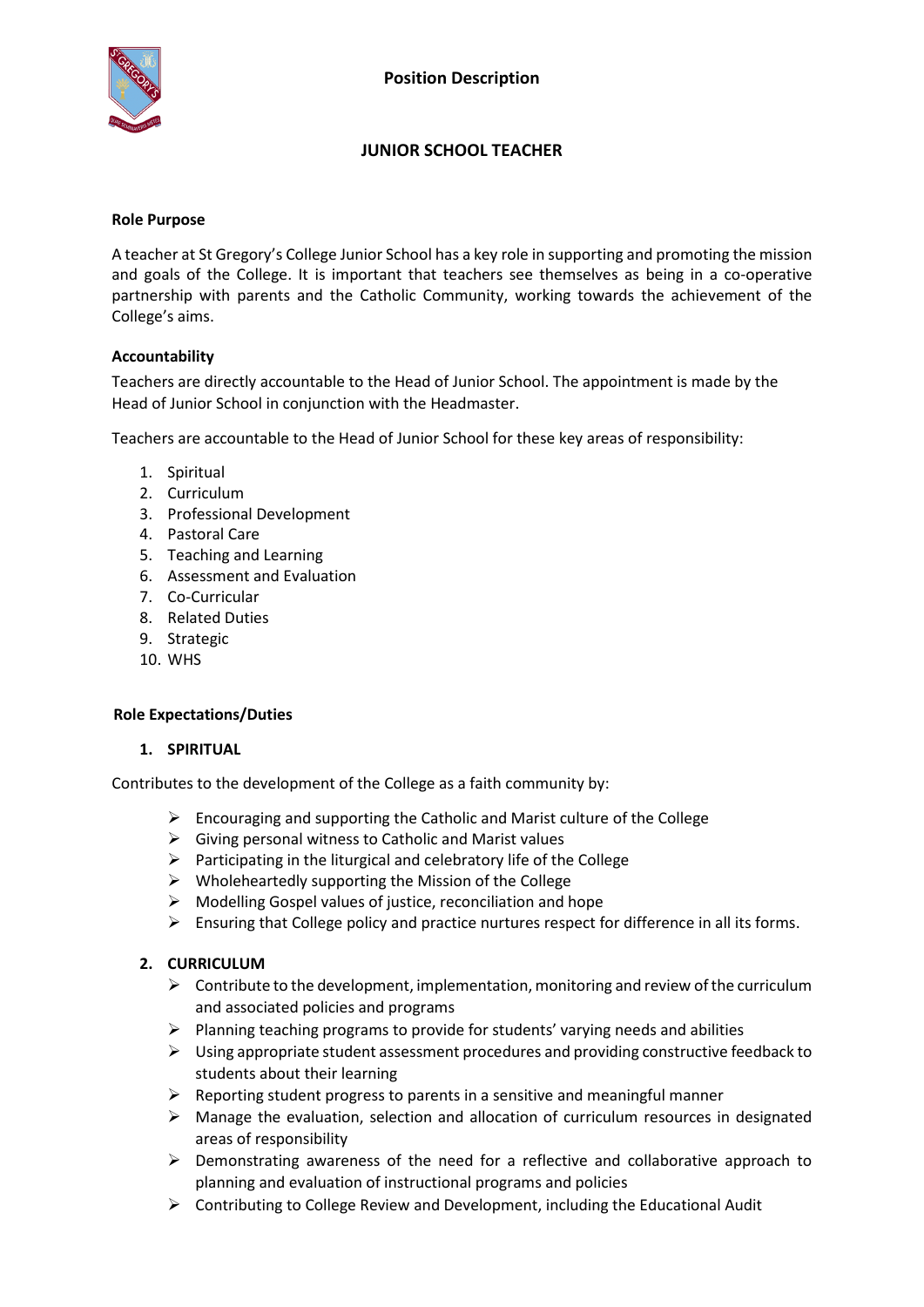**Position Description**

# JUNIOR SCHOOL TEACHER

## Role Purpose

A teacher at St Gregory's College Junior School has a key role in supporting and promoting the mission and goals of the College. It is important that teachers see themselves as being in a co-operative partnership with parents and the Catholic Community, working towards the achievement of the College's aims.

## Accountability

Teachers are directly accountable to the Head of Junior School. The appointment is made by the Head of Junior School in conjunction with the Headmaster.

Teachers are accountable to the Head of Junior School for these key areas of responsibility:

1. Spiritual
2. Curriculum
3. Professional Development
4. Pastoral Care
5. Teaching and Learning
6. Assessment and Evaluation
7. Co-Curricular
8. Related Duties
9. Strategic
10. WHS

## Role Expectations/Duties

### 1. SPIRITUAL

Contributes to the development of the College as a faith community by:

- Encouraging and supporting the Catholic and Marist culture of the College
- Giving personal witness to Catholic and Marist values
- Participating in the liturgical and celebratory life of the College
- Wholeheartedly supporting the Mission of the College
- Modelling Gospel values of justice, reconciliation and hope
- Ensuring that College policy and practice nurtures respect for difference in all its forms.

### 2. CURRICULUM

- Contribute to the development, implementation, monitoring and review of the curriculum and associated policies and programs
- Planning teaching programs to provide for students' varying needs and abilities
- Using appropriate student assessment procedures and providing constructive feedback to students about their learning
- Reporting student progress to parents in a sensitive and meaningful manner
- Manage the evaluation, selection and allocation of curriculum resources in designated areas of responsibility
- Demonstrating awareness of the need for a reflective and collaborative approach to planning and evaluation of instructional programs and policies
- Contributing to College Review and Development, including the Educational Audit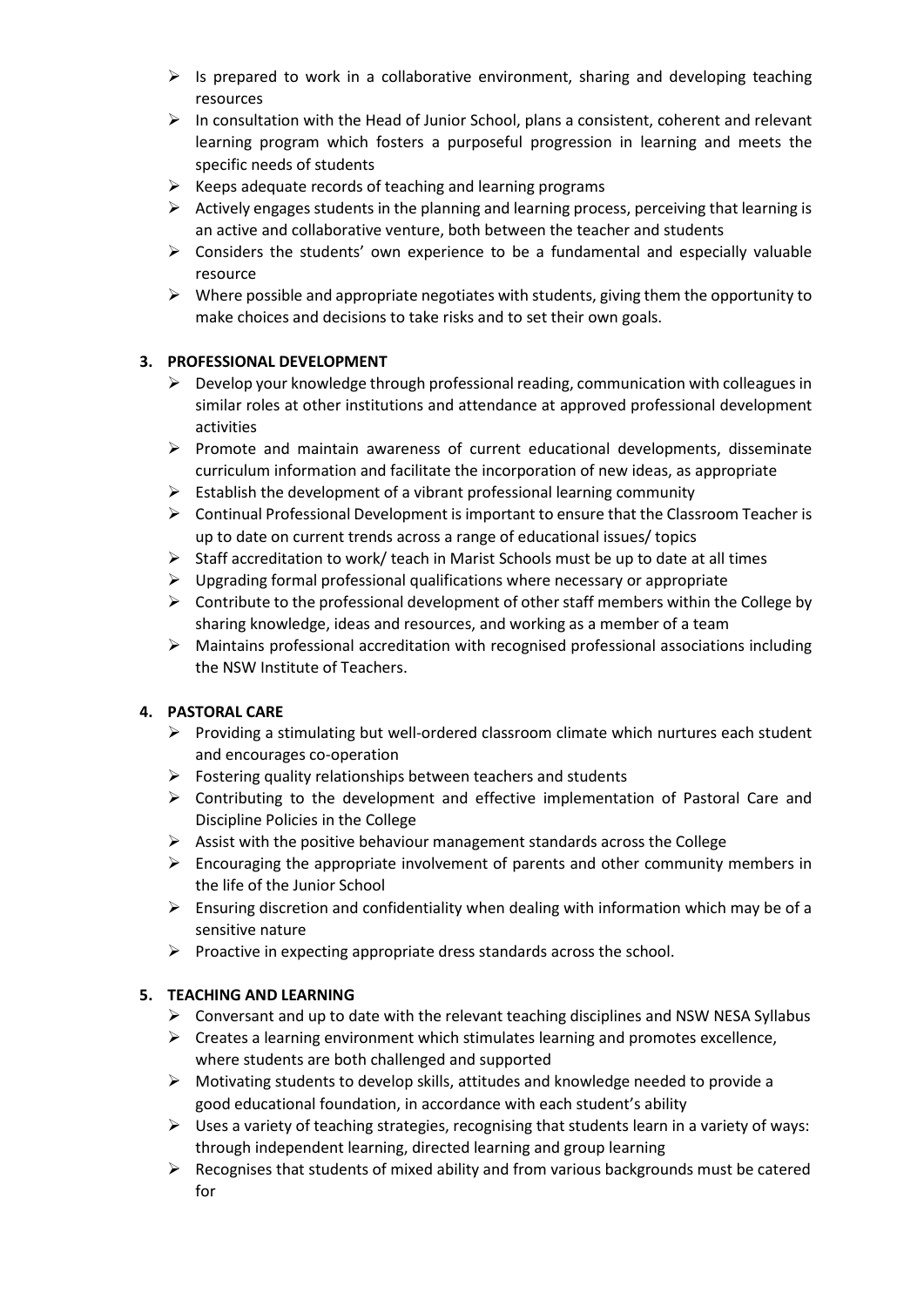- Is prepared to work in a collaborative environment, sharing and developing teaching resources
- In consultation with the Head of Junior School, plans a consistent, coherent and relevant learning program which fosters a purposeful progression in learning and meets the specific needs of students
- Keeps adequate records of teaching and learning programs
- Actively engages students in the planning and learning process, perceiving that learning is an active and collaborative venture, both between the teacher and students
- Considers the students' own experience to be a fundamental and especially valuable resource
- Where possible and appropriate negotiates with students, giving them the opportunity to make choices and decisions to take risks and to set their own goals.

### 3. PROFESSIONAL DEVELOPMENT

- Develop your knowledge through professional reading, communication with colleagues in similar roles at other institutions and attendance at approved professional development activities
- Promote and maintain awareness of current educational developments, disseminate curriculum information and facilitate the incorporation of new ideas, as appropriate
- Establish the development of a vibrant professional learning community
- Continual Professional Development is important to ensure that the Classroom Teacher is up to date on current trends across a range of educational issues/ topics
- Staff accreditation to work/ teach in Marist Schools must be up to date at all times
- Upgrading formal professional qualifications where necessary or appropriate
- Contribute to the professional development of other staff members within the College by sharing knowledge, ideas and resources, and working as a member of a team
- Maintains professional accreditation with recognised professional associations including the NSW Institute of Teachers.

### 4. PASTORAL CARE

- Providing a stimulating but well-ordered classroom climate which nurtures each student and encourages co-operation
- Fostering quality relationships between teachers and students
- Contributing to the development and effective implementation of Pastoral Care and Discipline Policies in the College
- Assist with the positive behaviour management standards across the College
- Encouraging the appropriate involvement of parents and other community members in the life of the Junior School
- Ensuring discretion and confidentiality when dealing with information which may be of a sensitive nature
- Proactive in expecting appropriate dress standards across the school.

### 5. TEACHING AND LEARNING

- Conversant and up to date with the relevant teaching disciplines and NSW NESA Syllabus
- Creates a learning environment which stimulates learning and promotes excellence, where students are both challenged and supported
- Motivating students to develop skills, attitudes and knowledge needed to provide a good educational foundation, in accordance with each student's ability
- Uses a variety of teaching strategies, recognising that students learn in a variety of ways: through independent learning, directed learning and group learning
- Recognises that students of mixed ability and from various backgrounds must be catered for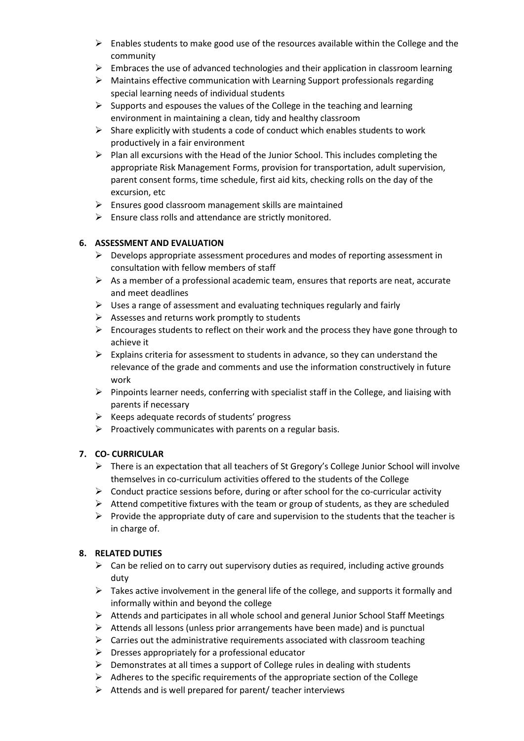- Enables students to make good use of the resources available within the College and the community
- Embraces the use of advanced technologies and their application in classroom learning
- Maintains effective communication with Learning Support professionals regarding special learning needs of individual students
- Supports and espouses the values of the College in the teaching and learning environment in maintaining a clean, tidy and healthy classroom
- Share explicitly with students a code of conduct which enables students to work productively in a fair environment
- Plan all excursions with the Head of the Junior School. This includes completing the appropriate Risk Management Forms, provision for transportation, adult supervision, parent consent forms, time schedule, first aid kits, checking rolls on the day of the excursion, etc
- Ensures good classroom management skills are maintained
- Ensure class rolls and attendance are strictly monitored.

**6. ASSESSMENT AND EVALUATION**

- Develops appropriate assessment procedures and modes of reporting assessment in consultation with fellow members of staff
- As a member of a professional academic team, ensures that reports are neat, accurate and meet deadlines
- Uses a range of assessment and evaluating techniques regularly and fairly
- Assesses and returns work promptly to students
- Encourages students to reflect on their work and the process they have gone through to achieve it
- Explains criteria for assessment to students in advance, so they can understand the relevance of the grade and comments and use the information constructively in future work
- Pinpoints learner needs, conferring with specialist staff in the College, and liaising with parents if necessary
- Keeps adequate records of students' progress
- Proactively communicates with parents on a regular basis.

**7. CO- CURRICULAR**

- There is an expectation that all teachers of St Gregory's College Junior School will involve themselves in co-curriculum activities offered to the students of the College
- Conduct practice sessions before, during or after school for the co-curricular activity
- Attend competitive fixtures with the team or group of students, as they are scheduled
- Provide the appropriate duty of care and supervision to the students that the teacher is in charge of.

**8. RELATED DUTIES**

- Can be relied on to carry out supervisory duties as required, including active grounds duty
- Takes active involvement in the general life of the college, and supports it formally and informally within and beyond the college
- Attends and participates in all whole school and general Junior School Staff Meetings
- Attends all lessons (unless prior arrangements have been made) and is punctual
- Carries out the administrative requirements associated with classroom teaching
- Dresses appropriately for a professional educator
- Demonstrates at all times a support of College rules in dealing with students
- Adheres to the specific requirements of the appropriate section of the College
- Attends and is well prepared for parent/ teacher interviews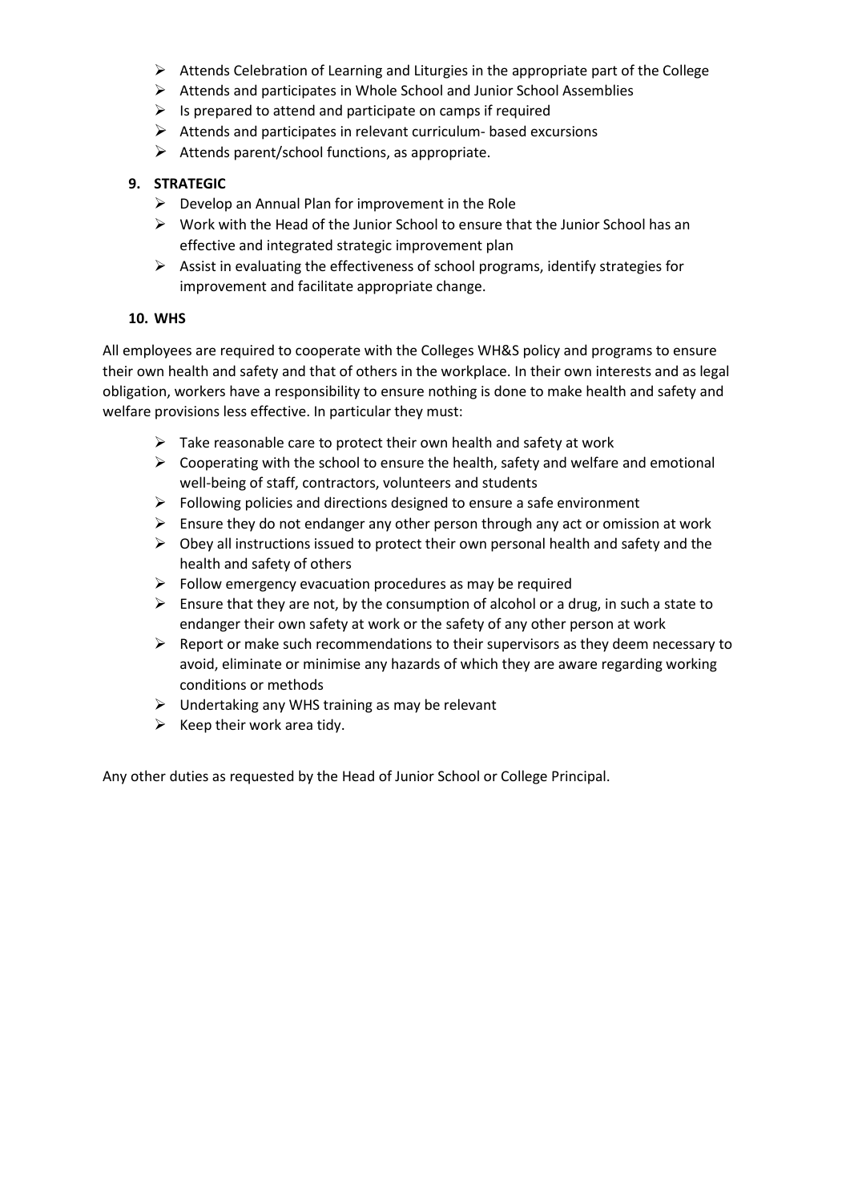- Attends Celebration of Learning and Liturgies in the appropriate part of the College
- Attends and participates in Whole School and Junior School Assemblies
- Is prepared to attend and participate on camps if required
- Attends and participates in relevant curriculum- based excursions
- Attends parent/school functions, as appropriate.

**9. STRATEGIC**

- Develop an Annual Plan for improvement in the Role
- Work with the Head of the Junior School to ensure that the Junior School has an effective and integrated strategic improvement plan
- Assist in evaluating the effectiveness of school programs, identify strategies for improvement and facilitate appropriate change.

**10. WHS**

All employees are required to cooperate with the Colleges WH&S policy and programs to ensure their own health and safety and that of others in the workplace. In their own interests and as legal obligation, workers have a responsibility to ensure nothing is done to make health and safety and welfare provisions less effective. In particular they must:

- Take reasonable care to protect their own health and safety at work
- Cooperating with the school to ensure the health, safety and welfare and emotional well-being of staff, contractors, volunteers and students
- Following policies and directions designed to ensure a safe environment
- Ensure they do not endanger any other person through any act or omission at work
- Obey all instructions issued to protect their own personal health and safety and the health and safety of others
- Follow emergency evacuation procedures as may be required
- Ensure that they are not, by the consumption of alcohol or a drug, in such a state to endanger their own safety at work or the safety of any other person at work
- Report or make such recommendations to their supervisors as they deem necessary to avoid, eliminate or minimise any hazards of which they are aware regarding working conditions or methods
- Undertaking any WHS training as may be relevant
- Keep their work area tidy.

Any other duties as requested by the Head of Junior School or College Principal.